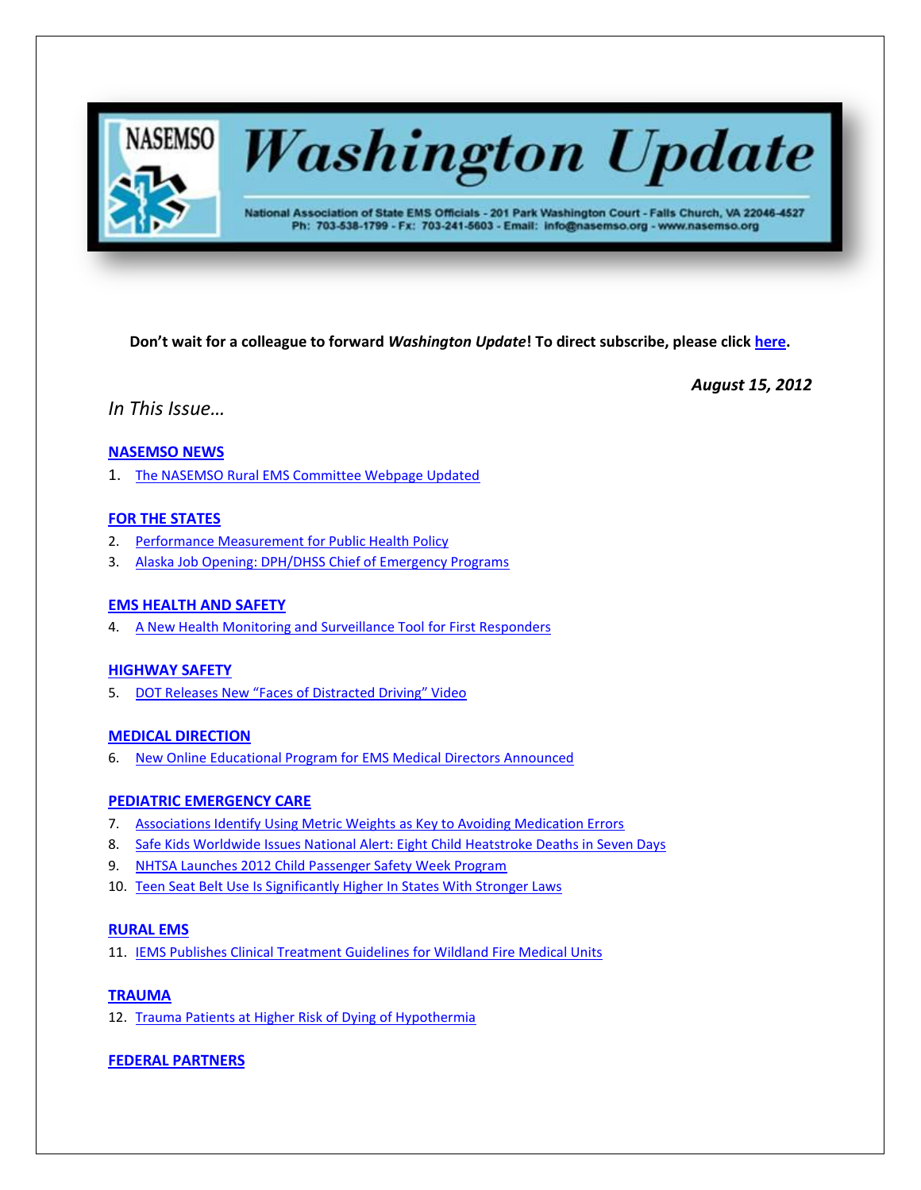# NASEMSO Washington Update

National Association of State EMS Officials - 201 Park Washington Court - Falls Church, VA 22046-4527
Ph: 703-538-1799 - Fx: 703-241-5603 - Email: info@nasemso.org - www.nasemso.org

**Don't wait for a colleague to forward *Washington Update*! To direct subscribe, please click here.**

***August 15, 2012***

*In This Issue…*

**NASEMSO NEWS**

1. The NASEMSO Rural EMS Committee Webpage Updated

**FOR THE STATES**

2. Performance Measurement for Public Health Policy
3. Alaska Job Opening: DPH/DHSS Chief of Emergency Programs

**EMS HEALTH AND SAFETY**

4. A New Health Monitoring and Surveillance Tool for First Responders

**HIGHWAY SAFETY**

5. DOT Releases New "Faces of Distracted Driving" Video

**MEDICAL DIRECTION**

6. New Online Educational Program for EMS Medical Directors Announced

**PEDIATRIC EMERGENCY CARE**

7. Associations Identify Using Metric Weights as Key to Avoiding Medication Errors
8. Safe Kids Worldwide Issues National Alert: Eight Child Heatstroke Deaths in Seven Days
9. NHTSA Launches 2012 Child Passenger Safety Week Program
10. Teen Seat Belt Use Is Significantly Higher In States With Stronger Laws

**RURAL EMS**

11. IEMS Publishes Clinical Treatment Guidelines for Wildland Fire Medical Units

**TRAUMA**

12. Trauma Patients at Higher Risk of Dying of Hypothermia

**FEDERAL PARTNERS**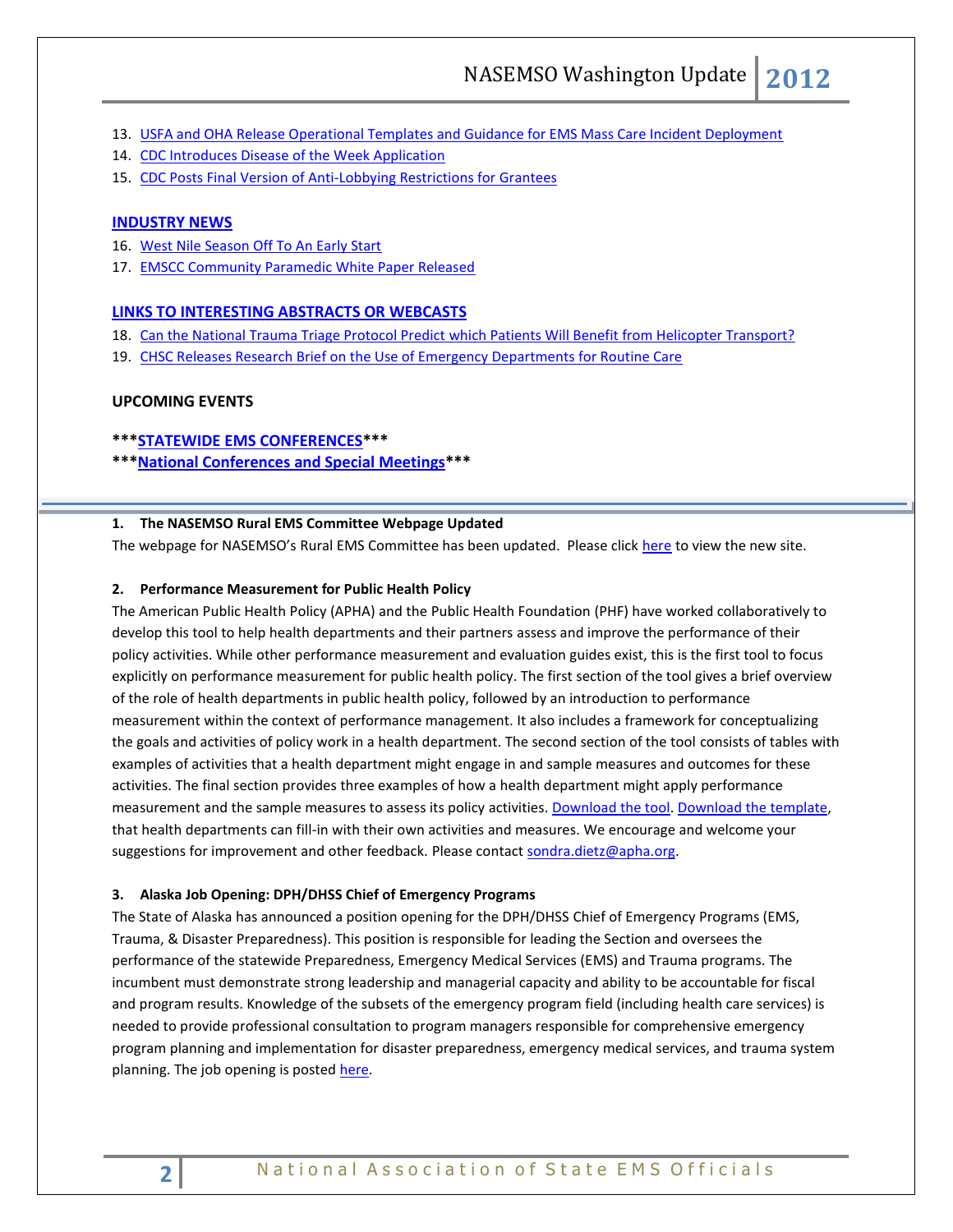13. USFA and OHA Release Operational Templates and Guidance for EMS Mass Care Incident Deployment
14. CDC Introduces Disease of the Week Application
15. CDC Posts Final Version of Anti-Lobbying Restrictions for Grantees

**INDUSTRY NEWS**

16. West Nile Season Off To An Early Start
17. EMSCC Community Paramedic White Paper Released

**LINKS TO INTERESTING ABSTRACTS OR WEBCASTS**

18. Can the National Trauma Triage Protocol Predict which Patients Will Benefit from Helicopter Transport?
19. CHSC Releases Research Brief on the Use of Emergency Departments for Routine Care

**UPCOMING EVENTS**

**\*\*\*STATEWIDE EMS CONFERENCES\*\*\***

**\*\*\*National Conferences and Special Meetings\*\*\***

---

**1. The NASEMSO Rural EMS Committee Webpage Updated**

The webpage for NASEMSO's Rural EMS Committee has been updated. Please click here to view the new site.

**2. Performance Measurement for Public Health Policy**

The American Public Health Policy (APHA) and the Public Health Foundation (PHF) have worked collaboratively to develop this tool to help health departments and their partners assess and improve the performance of their policy activities. While other performance measurement and evaluation guides exist, this is the first tool to focus explicitly on performance measurement for public health policy. The first section of the tool gives a brief overview of the role of health departments in public health policy, followed by an introduction to performance measurement within the context of performance management. It also includes a framework for conceptualizing the goals and activities of policy work in a health department. The second section of the tool consists of tables with examples of activities that a health department might engage in and sample measures and outcomes for these activities. The final section provides three examples of how a health department might apply performance measurement and the sample measures to assess its policy activities. Download the tool. Download the template, that health departments can fill-in with their own activities and measures. We encourage and welcome your suggestions for improvement and other feedback. Please contact sondra.dietz@apha.org.

**3. Alaska Job Opening: DPH/DHSS Chief of Emergency Programs**

The State of Alaska has announced a position opening for the DPH/DHSS Chief of Emergency Programs (EMS, Trauma, & Disaster Preparedness). This position is responsible for leading the Section and oversees the performance of the statewide Preparedness, Emergency Medical Services (EMS) and Trauma programs. The incumbent must demonstrate strong leadership and managerial capacity and ability to be accountable for fiscal and program results. Knowledge of the subsets of the emergency program field (including health care services) is needed to provide professional consultation to program managers responsible for comprehensive emergency program planning and implementation for disaster preparedness, emergency medical services, and trauma system planning. The job opening is posted here.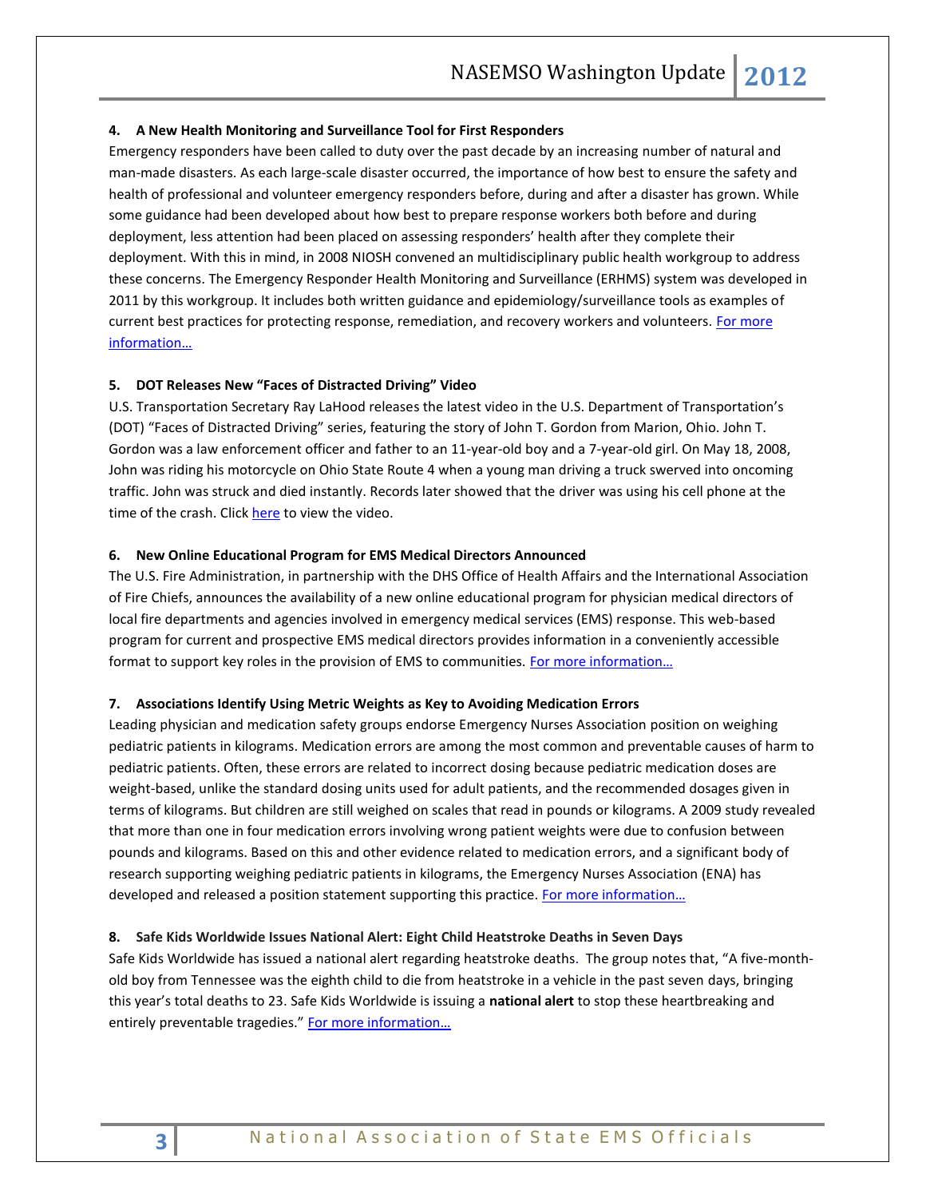### 4. A New Health Monitoring and Surveillance Tool for First Responders

Emergency responders have been called to duty over the past decade by an increasing number of natural and man-made disasters. As each large-scale disaster occurred, the importance of how best to ensure the safety and health of professional and volunteer emergency responders before, during and after a disaster has grown. While some guidance had been developed about how best to prepare response workers both before and during deployment, less attention had been placed on assessing responders' health after they complete their deployment. With this in mind, in 2008 NIOSH convened an multidisciplinary public health workgroup to address these concerns. The Emergency Responder Health Monitoring and Surveillance (ERHMS) system was developed in 2011 by this workgroup. It includes both written guidance and epidemiology/surveillance tools as examples of current best practices for protecting response, remediation, and recovery workers and volunteers. For more information…

### 5. DOT Releases New "Faces of Distracted Driving" Video

U.S. Transportation Secretary Ray LaHood releases the latest video in the U.S. Department of Transportation's (DOT) "Faces of Distracted Driving" series, featuring the story of John T. Gordon from Marion, Ohio. John T. Gordon was a law enforcement officer and father to an 11-year-old boy and a 7-year-old girl. On May 18, 2008, John was riding his motorcycle on Ohio State Route 4 when a young man driving a truck swerved into oncoming traffic. John was struck and died instantly. Records later showed that the driver was using his cell phone at the time of the crash. Click here to view the video.

### 6. New Online Educational Program for EMS Medical Directors Announced

The U.S. Fire Administration, in partnership with the DHS Office of Health Affairs and the International Association of Fire Chiefs, announces the availability of a new online educational program for physician medical directors of local fire departments and agencies involved in emergency medical services (EMS) response. This web-based program for current and prospective EMS medical directors provides information in a conveniently accessible format to support key roles in the provision of EMS to communities. For more information…

### 7. Associations Identify Using Metric Weights as Key to Avoiding Medication Errors

Leading physician and medication safety groups endorse Emergency Nurses Association position on weighing pediatric patients in kilograms. Medication errors are among the most common and preventable causes of harm to pediatric patients. Often, these errors are related to incorrect dosing because pediatric medication doses are weight-based, unlike the standard dosing units used for adult patients, and the recommended dosages given in terms of kilograms. But children are still weighed on scales that read in pounds or kilograms. A 2009 study revealed that more than one in four medication errors involving wrong patient weights were due to confusion between pounds and kilograms. Based on this and other evidence related to medication errors, and a significant body of research supporting weighing pediatric patients in kilograms, the Emergency Nurses Association (ENA) has developed and released a position statement supporting this practice. For more information…

### 8. Safe Kids Worldwide Issues National Alert: Eight Child Heatstroke Deaths in Seven Days

Safe Kids Worldwide has issued a national alert regarding heatstroke deaths. The group notes that, "A five-month-old boy from Tennessee was the eighth child to die from heatstroke in a vehicle in the past seven days, bringing this year's total deaths to 23. Safe Kids Worldwide is issuing a **national alert** to stop these heartbreaking and entirely preventable tragedies." For more information…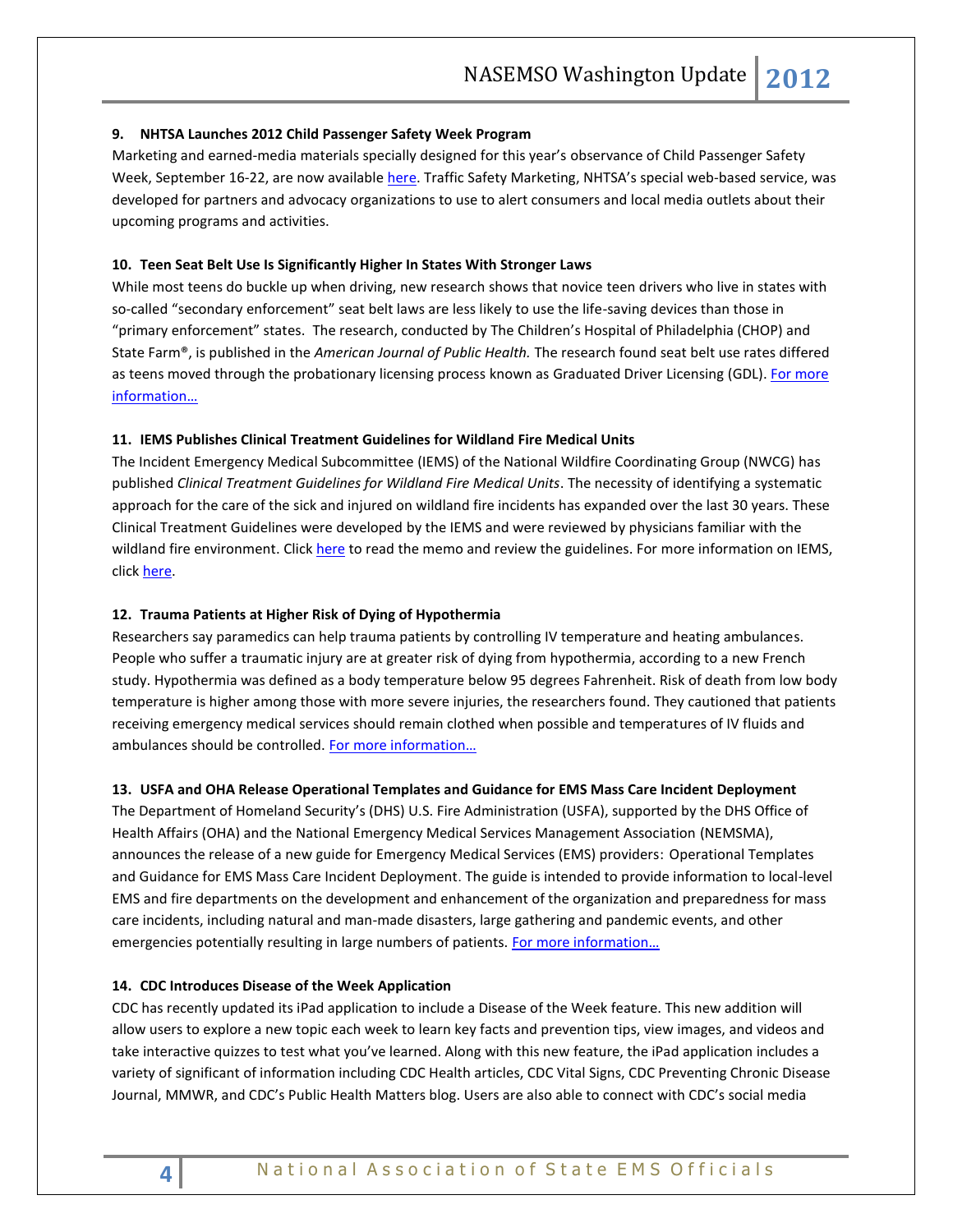**9. NHTSA Launches 2012 Child Passenger Safety Week Program**

Marketing and earned-media materials specially designed for this year's observance of Child Passenger Safety Week, September 16-22, are now available here. Traffic Safety Marketing, NHTSA's special web-based service, was developed for partners and advocacy organizations to use to alert consumers and local media outlets about their upcoming programs and activities.

**10. Teen Seat Belt Use Is Significantly Higher In States With Stronger Laws**

While most teens do buckle up when driving, new research shows that novice teen drivers who live in states with so-called "secondary enforcement" seat belt laws are less likely to use the life-saving devices than those in "primary enforcement" states. The research, conducted by The Children's Hospital of Philadelphia (CHOP) and State Farm®, is published in the *American Journal of Public Health.* The research found seat belt use rates differed as teens moved through the probationary licensing process known as Graduated Driver Licensing (GDL). For more information…

**11. IEMS Publishes Clinical Treatment Guidelines for Wildland Fire Medical Units**

The Incident Emergency Medical Subcommittee (IEMS) of the National Wildfire Coordinating Group (NWCG) has published *Clinical Treatment Guidelines for Wildland Fire Medical Units*. The necessity of identifying a systematic approach for the care of the sick and injured on wildland fire incidents has expanded over the last 30 years. These Clinical Treatment Guidelines were developed by the IEMS and were reviewed by physicians familiar with the wildland fire environment. Click here to read the memo and review the guidelines. For more information on IEMS, click here.

**12. Trauma Patients at Higher Risk of Dying of Hypothermia**

Researchers say paramedics can help trauma patients by controlling IV temperature and heating ambulances. People who suffer a traumatic injury are at greater risk of dying from hypothermia, according to a new French study. Hypothermia was defined as a body temperature below 95 degrees Fahrenheit. Risk of death from low body temperature is higher among those with more severe injuries, the researchers found. They cautioned that patients receiving emergency medical services should remain clothed when possible and temperatures of IV fluids and ambulances should be controlled. For more information…

**13. USFA and OHA Release Operational Templates and Guidance for EMS Mass Care Incident Deployment**

The Department of Homeland Security's (DHS) U.S. Fire Administration (USFA), supported by the DHS Office of Health Affairs (OHA) and the National Emergency Medical Services Management Association (NEMSMA), announces the release of a new guide for Emergency Medical Services (EMS) providers: Operational Templates and Guidance for EMS Mass Care Incident Deployment. The guide is intended to provide information to local-level EMS and fire departments on the development and enhancement of the organization and preparedness for mass care incidents, including natural and man-made disasters, large gathering and pandemic events, and other emergencies potentially resulting in large numbers of patients. For more information…

**14. CDC Introduces Disease of the Week Application**

CDC has recently updated its iPad application to include a Disease of the Week feature. This new addition will allow users to explore a new topic each week to learn key facts and prevention tips, view images, and videos and take interactive quizzes to test what you've learned. Along with this new feature, the iPad application includes a variety of significant of information including CDC Health articles, CDC Vital Signs, CDC Preventing Chronic Disease Journal, MMWR, and CDC's Public Health Matters blog. Users are also able to connect with CDC's social media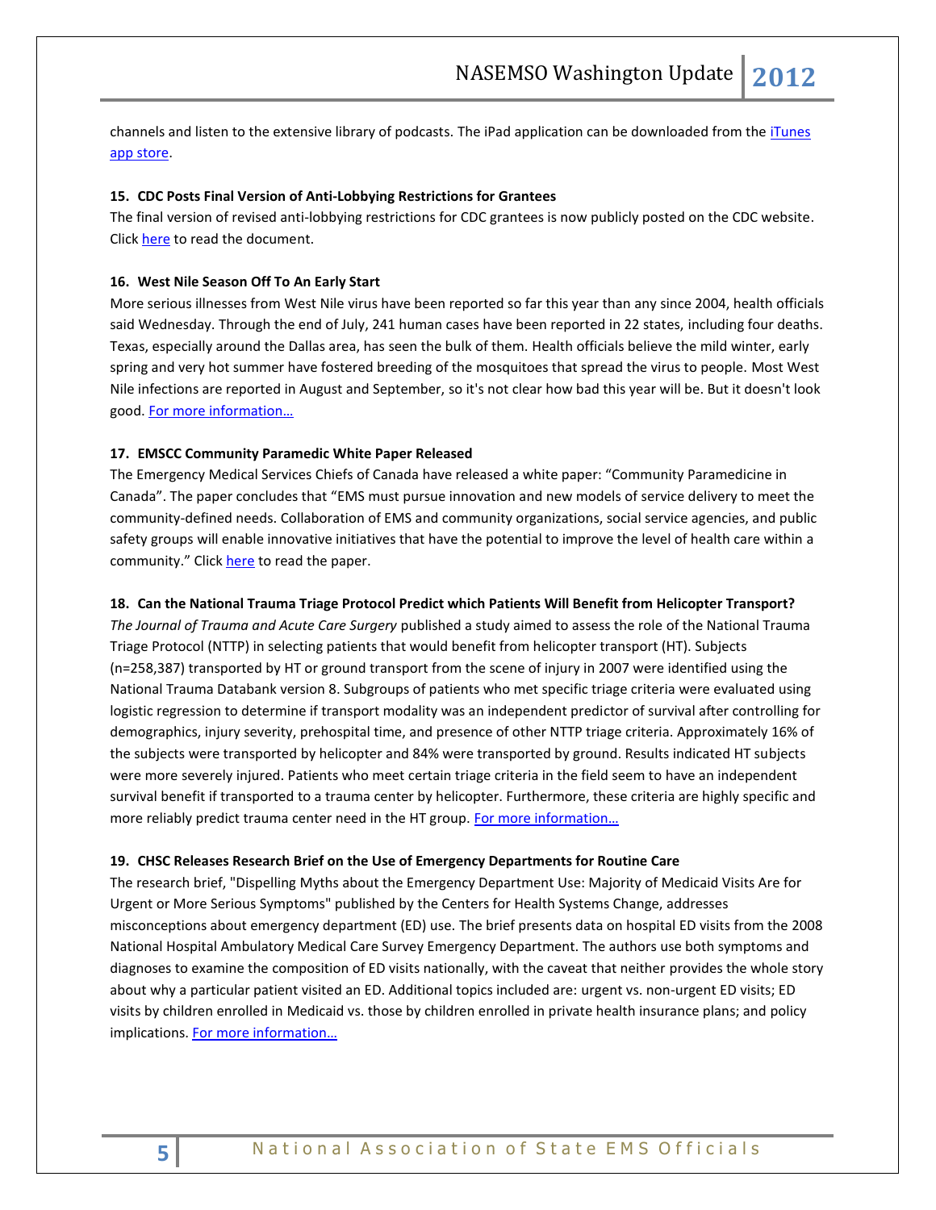channels and listen to the extensive library of podcasts. The iPad application can be downloaded from the iTunes app store.

**15. CDC Posts Final Version of Anti-Lobbying Restrictions for Grantees**

The final version of revised anti-lobbying restrictions for CDC grantees is now publicly posted on the CDC website. Click here to read the document.

**16. West Nile Season Off To An Early Start**

More serious illnesses from West Nile virus have been reported so far this year than any since 2004, health officials said Wednesday. Through the end of July, 241 human cases have been reported in 22 states, including four deaths. Texas, especially around the Dallas area, has seen the bulk of them. Health officials believe the mild winter, early spring and very hot summer have fostered breeding of the mosquitoes that spread the virus to people. Most West Nile infections are reported in August and September, so it's not clear how bad this year will be. But it doesn't look good. For more information…

**17. EMSCC Community Paramedic White Paper Released**

The Emergency Medical Services Chiefs of Canada have released a white paper: "Community Paramedicine in Canada". The paper concludes that "EMS must pursue innovation and new models of service delivery to meet the community-defined needs. Collaboration of EMS and community organizations, social service agencies, and public safety groups will enable innovative initiatives that have the potential to improve the level of health care within a community." Click here to read the paper.

**18. Can the National Trauma Triage Protocol Predict which Patients Will Benefit from Helicopter Transport?**

*The Journal of Trauma and Acute Care Surgery* published a study aimed to assess the role of the National Trauma Triage Protocol (NTTP) in selecting patients that would benefit from helicopter transport (HT). Subjects (n=258,387) transported by HT or ground transport from the scene of injury in 2007 were identified using the National Trauma Databank version 8. Subgroups of patients who met specific triage criteria were evaluated using logistic regression to determine if transport modality was an independent predictor of survival after controlling for demographics, injury severity, prehospital time, and presence of other NTTP triage criteria. Approximately 16% of the subjects were transported by helicopter and 84% were transported by ground. Results indicated HT subjects were more severely injured. Patients who meet certain triage criteria in the field seem to have an independent survival benefit if transported to a trauma center by helicopter. Furthermore, these criteria are highly specific and more reliably predict trauma center need in the HT group. For more information…

**19. CHSC Releases Research Brief on the Use of Emergency Departments for Routine Care**

The research brief, "Dispelling Myths about the Emergency Department Use: Majority of Medicaid Visits Are for Urgent or More Serious Symptoms" published by the Centers for Health Systems Change, addresses misconceptions about emergency department (ED) use. The brief presents data on hospital ED visits from the 2008 National Hospital Ambulatory Medical Care Survey Emergency Department. The authors use both symptoms and diagnoses to examine the composition of ED visits nationally, with the caveat that neither provides the whole story about why a particular patient visited an ED. Additional topics included are: urgent vs. non-urgent ED visits; ED visits by children enrolled in Medicaid vs. those by children enrolled in private health insurance plans; and policy implications. For more information…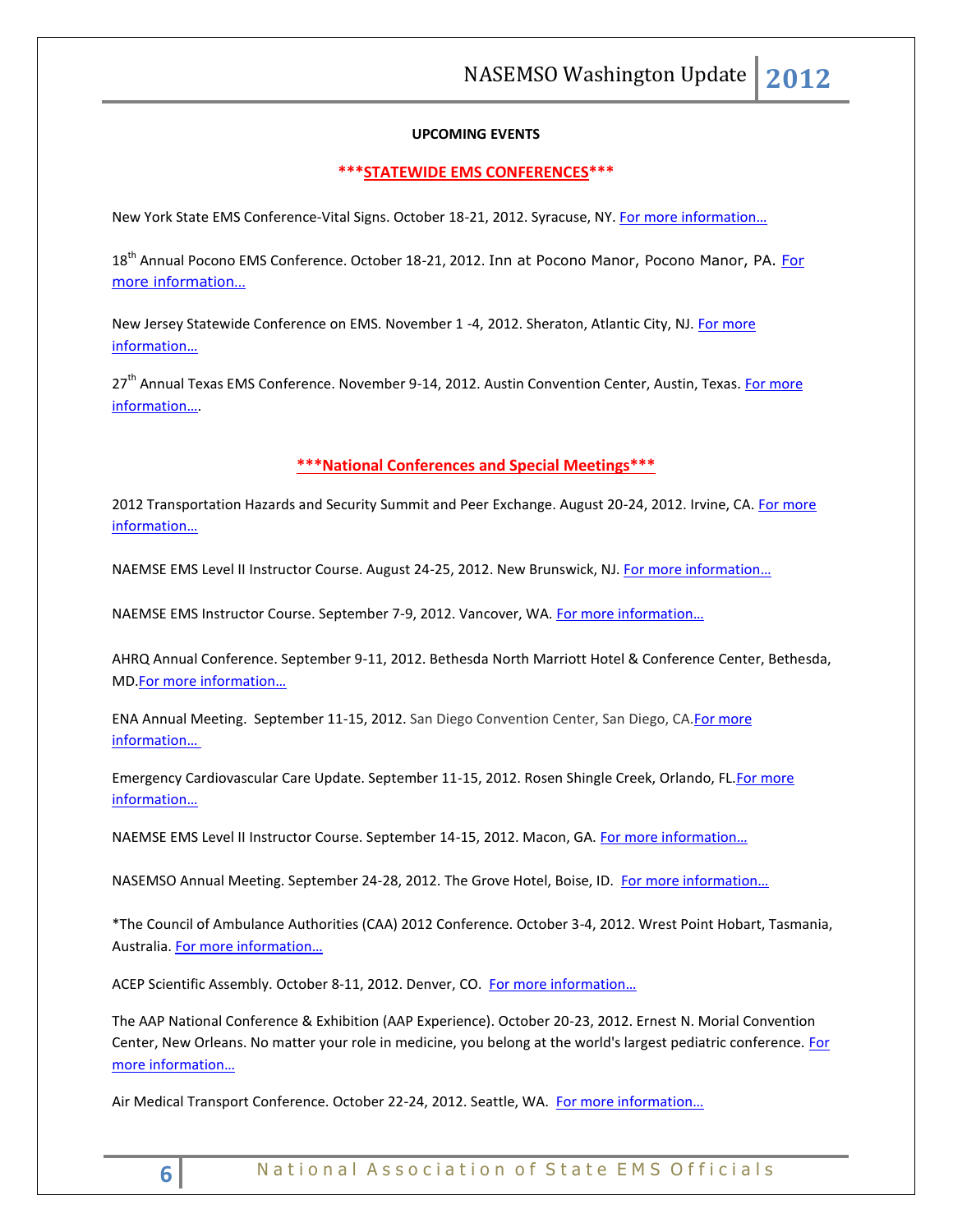**UPCOMING EVENTS**

**\*\*\*STATEWIDE EMS CONFERENCES\*\*\***

New York State EMS Conference-Vital Signs. October 18-21, 2012. Syracuse, NY. For more information…

18th Annual Pocono EMS Conference. October 18-21, 2012. Inn at Pocono Manor, Pocono Manor, PA. For more information…

New Jersey Statewide Conference on EMS. November 1 -4, 2012. Sheraton, Atlantic City, NJ. For more information…

27th Annual Texas EMS Conference. November 9-14, 2012. Austin Convention Center, Austin, Texas. For more information….

**\*\*\*National Conferences and Special Meetings\*\*\***

2012 Transportation Hazards and Security Summit and Peer Exchange. August 20-24, 2012. Irvine, CA. For more information…

NAEMSE EMS Level II Instructor Course. August 24-25, 2012. New Brunswick, NJ. For more information…

NAEMSE EMS Instructor Course. September 7-9, 2012. Vancover, WA. For more information…

AHRQ Annual Conference. September 9-11, 2012. Bethesda North Marriott Hotel & Conference Center, Bethesda, MD.For more information…

ENA Annual Meeting. September 11-15, 2012. San Diego Convention Center, San Diego, CA.For more information…

Emergency Cardiovascular Care Update. September 11-15, 2012. Rosen Shingle Creek, Orlando, FL.For more information…

NAEMSE EMS Level II Instructor Course. September 14-15, 2012. Macon, GA. For more information…

NASEMSO Annual Meeting. September 24-28, 2012. The Grove Hotel, Boise, ID. For more information…

\*The Council of Ambulance Authorities (CAA) 2012 Conference. October 3-4, 2012. Wrest Point Hobart, Tasmania, Australia. For more information…

ACEP Scientific Assembly. October 8-11, 2012. Denver, CO. For more information…

The AAP National Conference & Exhibition (AAP Experience). October 20-23, 2012. Ernest N. Morial Convention Center, New Orleans. No matter your role in medicine, you belong at the world's largest pediatric conference. For more information…

Air Medical Transport Conference. October 22-24, 2012. Seattle, WA. For more information…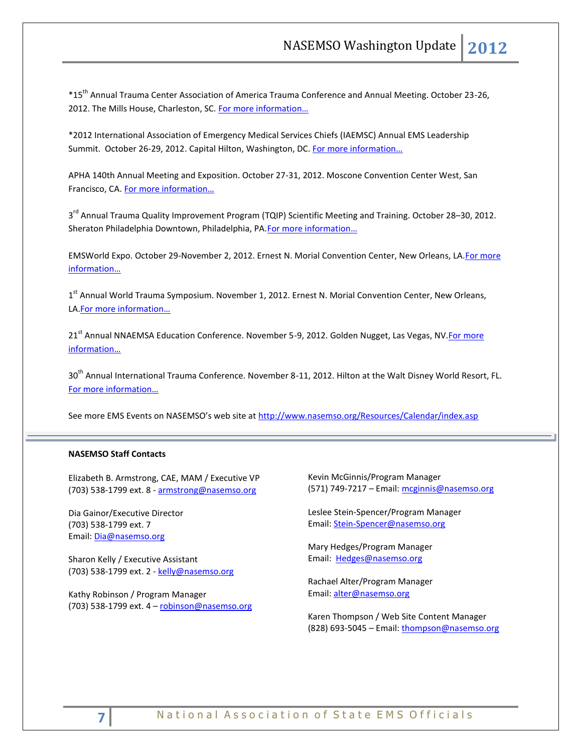*15th Annual Trauma Center Association of America Trauma Conference and Annual Meeting. October 23-26, 2012. The Mills House, Charleston, SC. For more information…

*2012 International Association of Emergency Medical Services Chiefs (IAEMSC) Annual EMS Leadership Summit. October 26-29, 2012. Capital Hilton, Washington, DC. For more information…

APHA 140th Annual Meeting and Exposition. October 27-31, 2012. Moscone Convention Center West, San Francisco, CA. For more information…

3rd Annual Trauma Quality Improvement Program (TQIP) Scientific Meeting and Training. October 28–30, 2012. Sheraton Philadelphia Downtown, Philadelphia, PA. For more information…

EMSWorld Expo. October 29-November 2, 2012. Ernest N. Morial Convention Center, New Orleans, LA. For more information…

1st Annual World Trauma Symposium. November 1, 2012. Ernest N. Morial Convention Center, New Orleans, LA. For more information…

21st Annual NNAEMSA Education Conference. November 5-9, 2012. Golden Nugget, Las Vegas, NV. For more information…

30th Annual International Trauma Conference. November 8-11, 2012. Hilton at the Walt Disney World Resort, FL. For more information…

See more EMS Events on NASEMSO's web site at http://www.nasemso.org/Resources/Calendar/index.asp

---

**NASEMSO Staff Contacts**

Elizabeth B. Armstrong, CAE, MAM / Executive VP
(703) 538-1799 ext. 8 - armstrong@nasemso.org

Dia Gainor/Executive Director
(703) 538-1799 ext. 7
Email: Dia@nasemso.org

Sharon Kelly / Executive Assistant
(703) 538-1799 ext. 2 - kelly@nasemso.org

Kathy Robinson / Program Manager
(703) 538-1799 ext. 4 – robinson@nasemso.org

Kevin McGinnis/Program Manager
(571) 749-7217 – Email: mcginnis@nasemso.org

Leslee Stein-Spencer/Program Manager
Email: Stein-Spencer@nasemso.org

Mary Hedges/Program Manager
Email: Hedges@nasemso.org

Rachael Alter/Program Manager
Email: alter@nasemso.org

Karen Thompson / Web Site Content Manager
(828) 693-5045 – Email: thompson@nasemso.org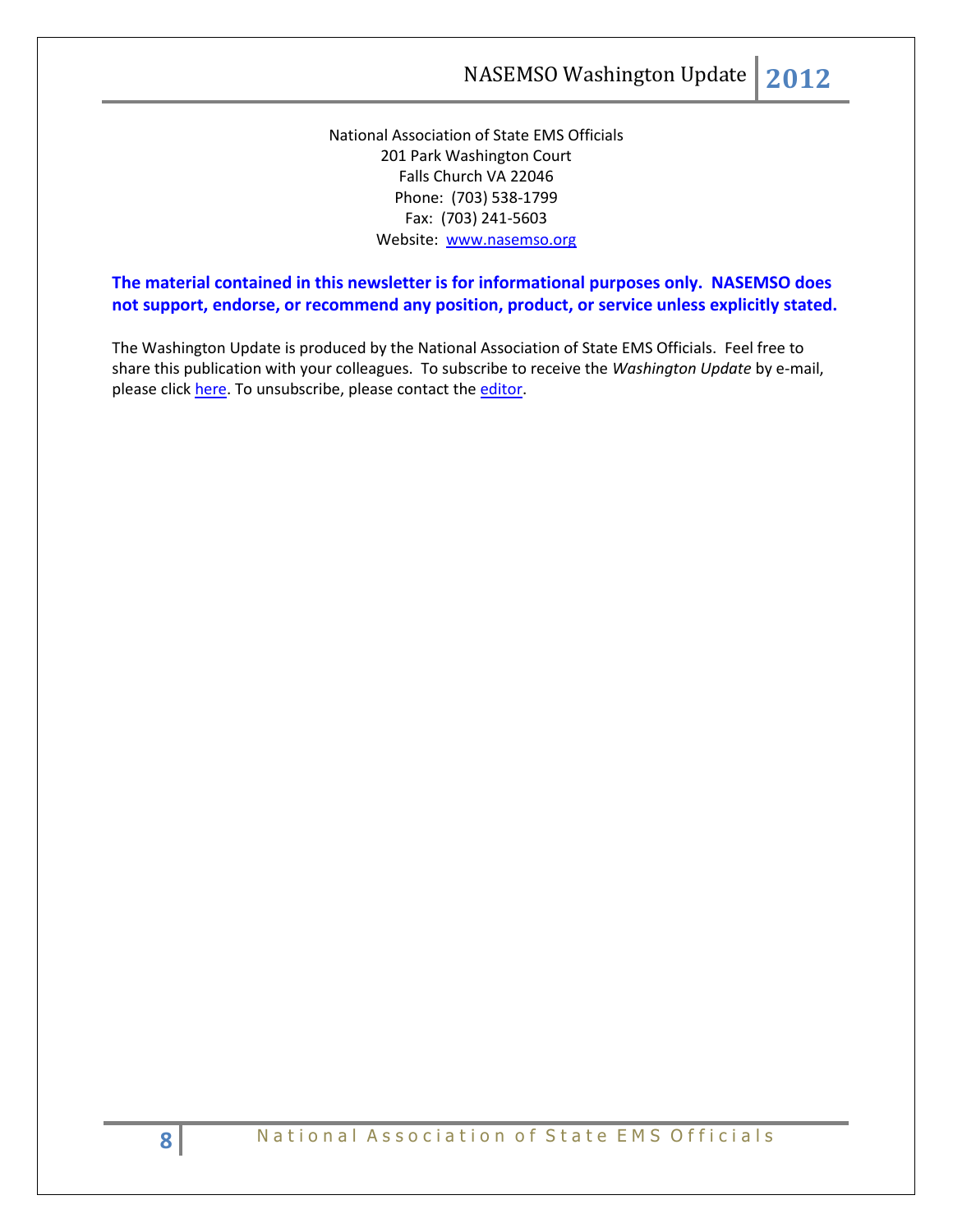National Association of State EMS Officials
201 Park Washington Court
Falls Church VA 22046
Phone: (703) 538-1799
Fax: (703) 241-5603
Website: [www.nasemso.org](www.nasemso.org)

**The material contained in this newsletter is for informational purposes only. NASEMSO does not support, endorse, or recommend any position, product, or service unless explicitly stated.**

The Washington Update is produced by the National Association of State EMS Officials. Feel free to share this publication with your colleagues. To subscribe to receive the *Washington Update* by e-mail, please click here. To unsubscribe, please contact the editor.